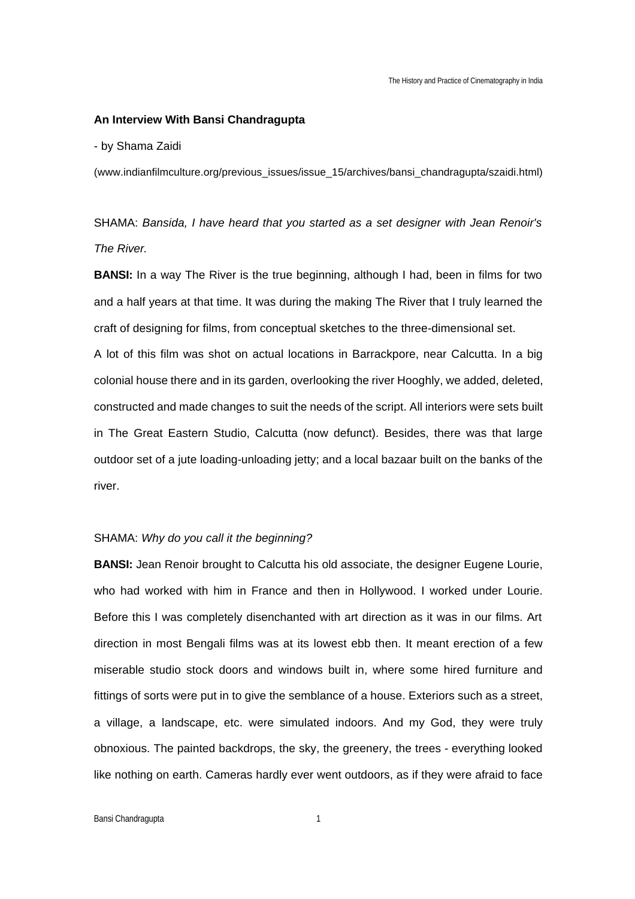**An Interview With Bansi Chandragupta**

- by Shama Zaidi

(www.indianfilmculture.org/previous_issues/issue_15/archives/bansi_chandragupta/szaidi.html)

SHAMA: *Bansida, I have heard that you started as a set designer with Jean Renoir's The River.*

**BANSI:** In a way The River is the true beginning, although I had, been in films for two and a half years at that time. It was during the making The River that I truly learned the craft of designing for films, from conceptual sketches to the three-dimensional set.

A lot of this film was shot on actual locations in Barrackpore, near Calcutta. In a big colonial house there and in its garden, overlooking the river Hooghly, we added, deleted, constructed and made changes to suit the needs of the script. All interiors were sets built in The Great Eastern Studio, Calcutta (now defunct). Besides, there was that large outdoor set of a jute loading-unloading jetty; and a local bazaar built on the banks of the river.

SHAMA: *Why do you call it the beginning?*

**BANSI:** Jean Renoir brought to Calcutta his old associate, the designer Eugene Lourie, who had worked with him in France and then in Hollywood. I worked under Lourie. Before this I was completely disenchanted with art direction as it was in our films. Art direction in most Bengali films was at its lowest ebb then. It meant erection of a few miserable studio stock doors and windows built in, where some hired furniture and fittings of sorts were put in to give the semblance of a house. Exteriors such as a street, a village, a landscape, etc. were simulated indoors. And my God, they were truly obnoxious. The painted backdrops, the sky, the greenery, the trees - everything looked like nothing on earth. Cameras hardly ever went outdoors, as if they were afraid to face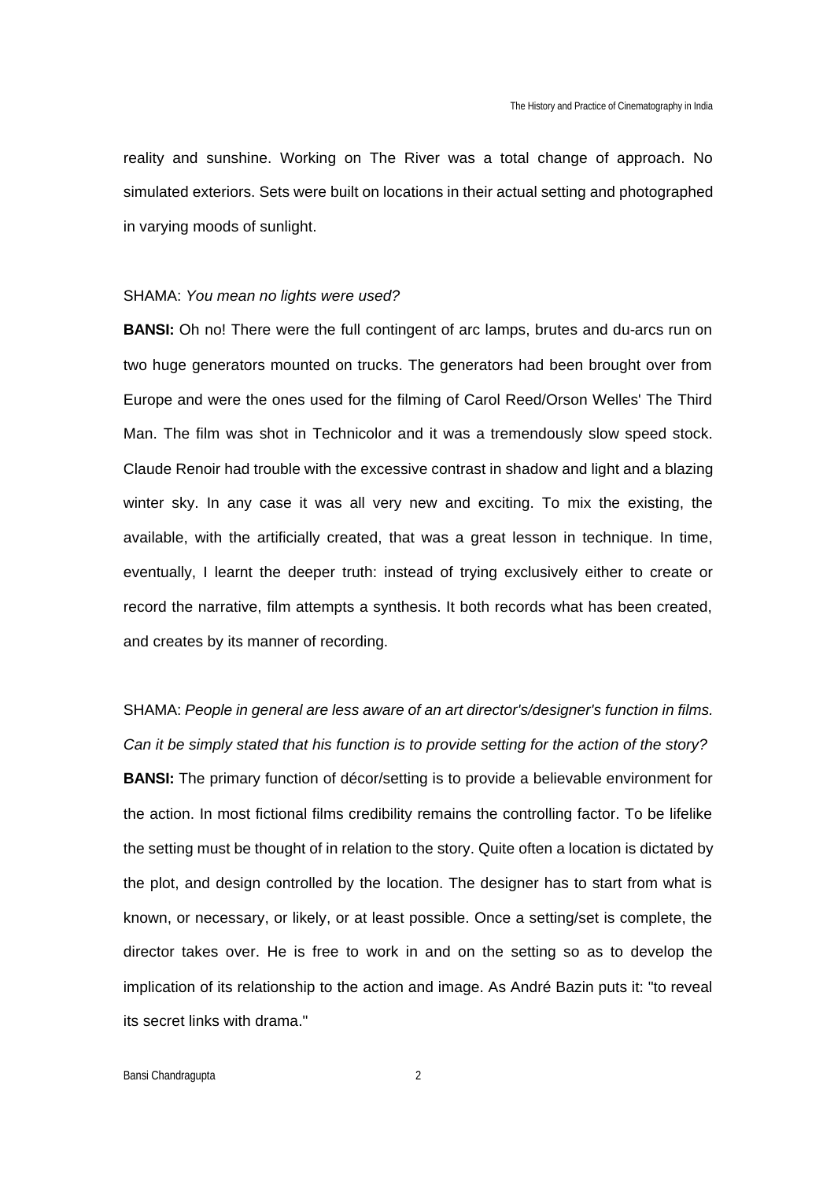reality and sunshine. Working on The River was a total change of approach. No simulated exteriors. Sets were built on locations in their actual setting and photographed in varying moods of sunlight.

SHAMA: *You mean no lights were used?*

**BANSI:** Oh no! There were the full contingent of arc lamps, brutes and du-arcs run on two huge generators mounted on trucks. The generators had been brought over from Europe and were the ones used for the filming of Carol Reed/Orson Welles' The Third Man. The film was shot in Technicolor and it was a tremendously slow speed stock. Claude Renoir had trouble with the excessive contrast in shadow and light and a blazing winter sky. In any case it was all very new and exciting. To mix the existing, the available, with the artificially created, that was a great lesson in technique. In time, eventually, I learnt the deeper truth: instead of trying exclusively either to create or record the narrative, film attempts a synthesis. It both records what has been created, and creates by its manner of recording.

SHAMA: *People in general are less aware of an art director's/designer's function in films. Can it be simply stated that his function is to provide setting for the action of the story?*

**BANSI:** The primary function of décor/setting is to provide a believable environment for the action. In most fictional films credibility remains the controlling factor. To be lifelike the setting must be thought of in relation to the story. Quite often a location is dictated by the plot, and design controlled by the location. The designer has to start from what is known, or necessary, or likely, or at least possible. Once a setting/set is complete, the director takes over. He is free to work in and on the setting so as to develop the implication of its relationship to the action and image. As André Bazin puts it: "to reveal its secret links with drama."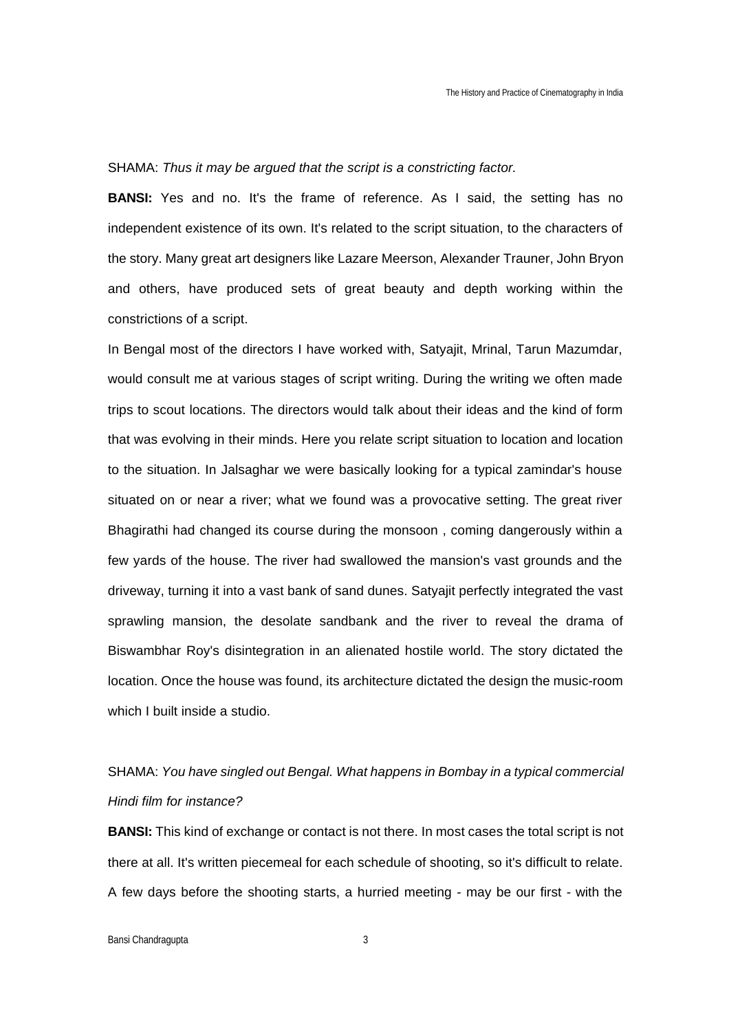SHAMA: *Thus it may be argued that the script is a constricting factor.*

**BANSI:** Yes and no. It's the frame of reference. As I said, the setting has no independent existence of its own. It's related to the script situation, to the characters of the story. Many great art designers like Lazare Meerson, Alexander Trauner, John Bryon and others, have produced sets of great beauty and depth working within the constrictions of a script.

In Bengal most of the directors I have worked with, Satyajit, Mrinal, Tarun Mazumdar, would consult me at various stages of script writing. During the writing we often made trips to scout locations. The directors would talk about their ideas and the kind of form that was evolving in their minds. Here you relate script situation to location and location to the situation. In Jalsaghar we were basically looking for a typical zamindar's house situated on or near a river; what we found was a provocative setting. The great river Bhagirathi had changed its course during the monsoon , coming dangerously within a few yards of the house. The river had swallowed the mansion's vast grounds and the driveway, turning it into a vast bank of sand dunes. Satyajit perfectly integrated the vast sprawling mansion, the desolate sandbank and the river to reveal the drama of Biswambhar Roy's disintegration in an alienated hostile world. The story dictated the location. Once the house was found, its architecture dictated the design the music-room which I built inside a studio.

SHAMA: *You have singled out Bengal. What happens in Bombay in a typical commercial Hindi film for instance?*

**BANSI:** This kind of exchange or contact is not there. In most cases the total script is not there at all. It's written piecemeal for each schedule of shooting, so it's difficult to relate. A few days before the shooting starts, a hurried meeting - may be our first - with the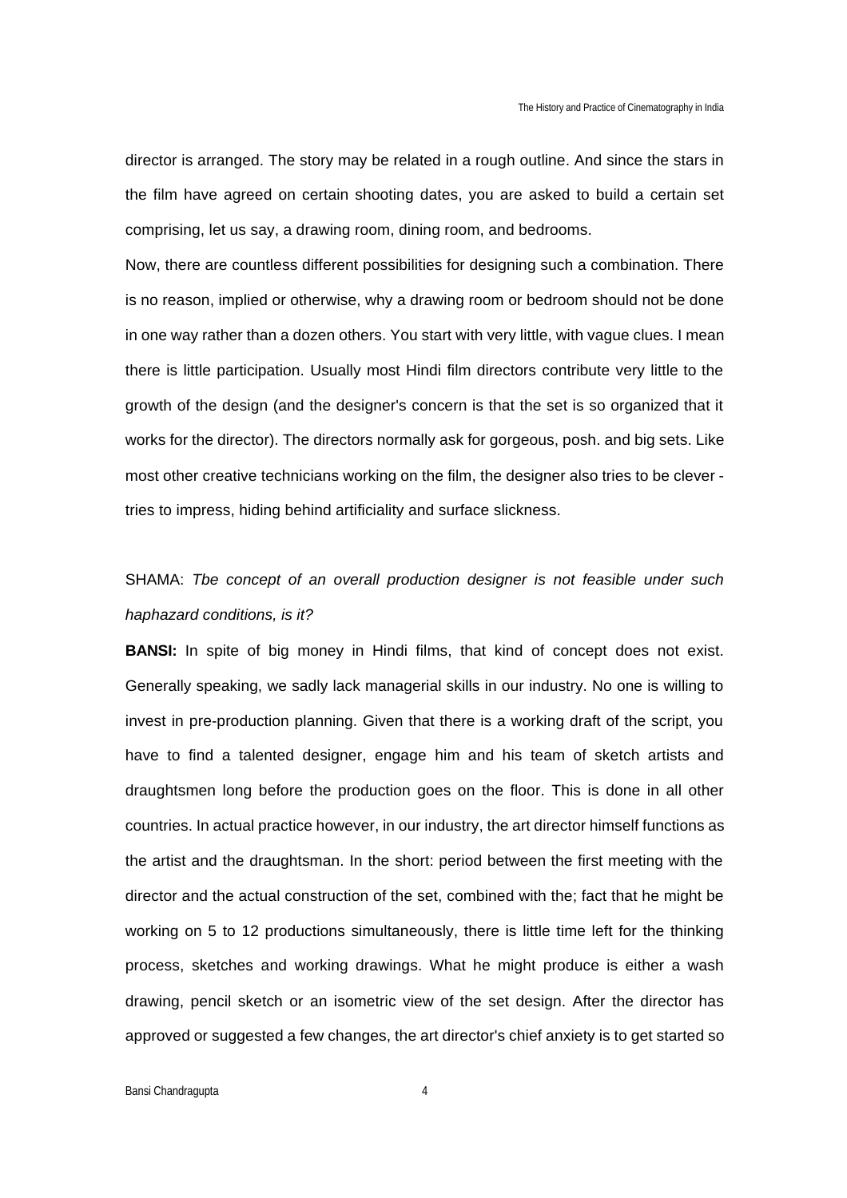director is arranged. The story may be related in a rough outline. And since the stars in the film have agreed on certain shooting dates, you are asked to build a certain set comprising, let us say, a drawing room, dining room, and bedrooms.

Now, there are countless different possibilities for designing such a combination. There is no reason, implied or otherwise, why a drawing room or bedroom should not be done in one way rather than a dozen others. You start with very little, with vague clues. I mean there is little participation. Usually most Hindi film directors contribute very little to the growth of the design (and the designer's concern is that the set is so organized that it works for the director). The directors normally ask for gorgeous, posh. and big sets. Like most other creative technicians working on the film, the designer also tries to be clever - tries to impress, hiding behind artificiality and surface slickness.

SHAMA: *Tbe concept of an overall production designer is not feasible under such haphazard conditions, is it?*

**BANSI:** In spite of big money in Hindi films, that kind of concept does not exist. Generally speaking, we sadly lack managerial skills in our industry. No one is willing to invest in pre-production planning. Given that there is a working draft of the script, you have to find a talented designer, engage him and his team of sketch artists and draughtsmen long before the production goes on the floor. This is done in all other countries. In actual practice however, in our industry, the art director himself functions as the artist and the draughtsman. In the short: period between the first meeting with the director and the actual construction of the set, combined with the; fact that he might be working on 5 to 12 productions simultaneously, there is little time left for the thinking process, sketches and working drawings. What he might produce is either a wash drawing, pencil sketch or an isometric view of the set design. After the director has approved or suggested a few changes, the art director's chief anxiety is to get started so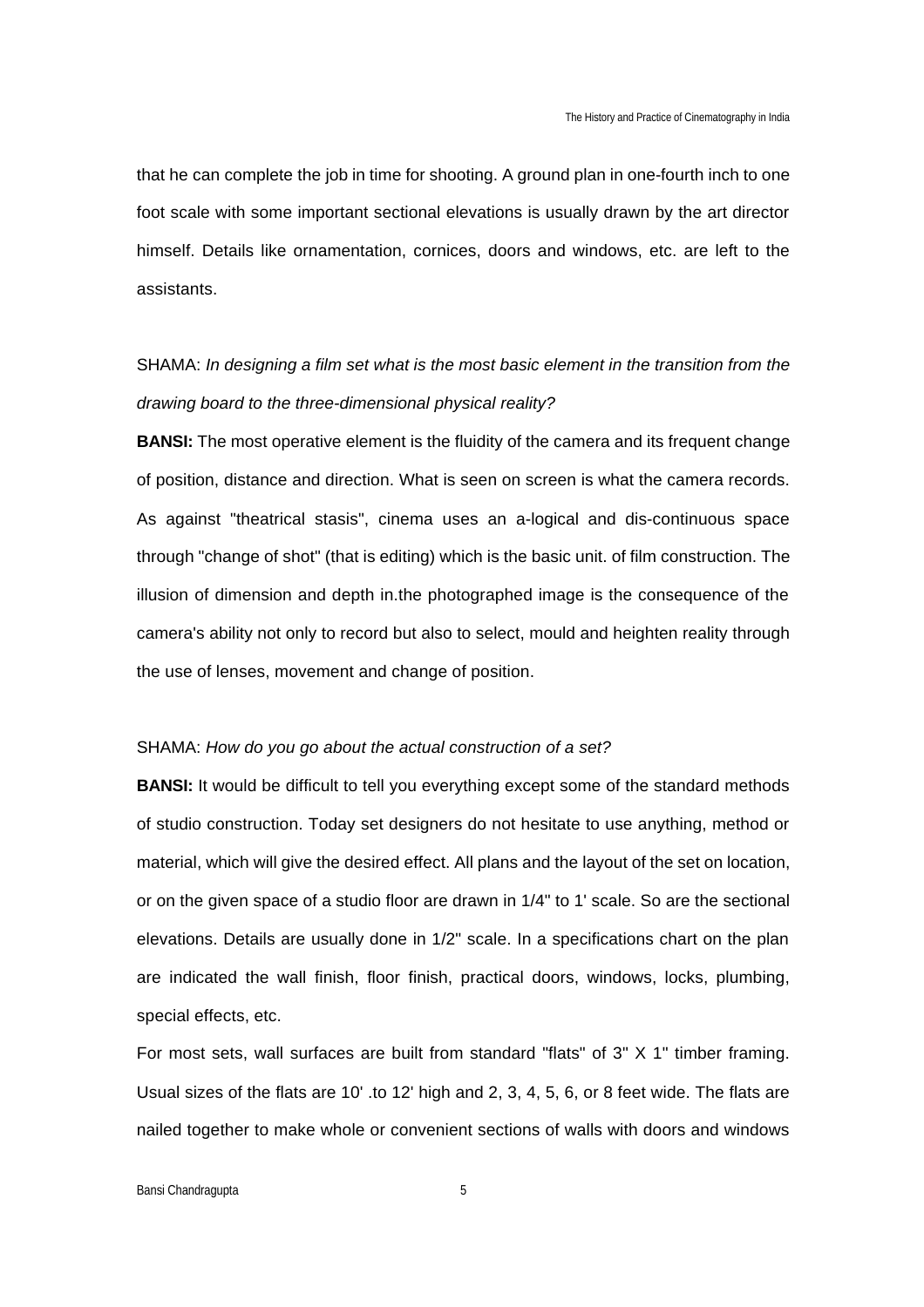that he can complete the job in time for shooting. A ground plan in one-fourth inch to one foot scale with some important sectional elevations is usually drawn by the art director himself. Details like ornamentation, cornices, doors and windows, etc. are left to the assistants.

SHAMA: *In designing a film set what is the most basic element in the transition from the drawing board to the three-dimensional physical reality?*

**BANSI:** The most operative element is the fluidity of the camera and its frequent change of position, distance and direction. What is seen on screen is what the camera records. As against "theatrical stasis", cinema uses an a-logical and dis-continuous space through "change of shot" (that is editing) which is the basic unit. of film construction. The illusion of dimension and depth in.the photographed image is the consequence of the camera's ability not only to record but also to select, mould and heighten reality through the use of lenses, movement and change of position.

SHAMA: *How do you go about the actual construction of a set?*

**BANSI:** It would be difficult to tell you everything except some of the standard methods of studio construction. Today set designers do not hesitate to use anything, method or material, which will give the desired effect. All plans and the layout of the set on location, or on the given space of a studio floor are drawn in 1/4" to 1' scale. So are the sectional elevations. Details are usually done in 1/2" scale. In a specifications chart on the plan are indicated the wall finish, floor finish, practical doors, windows, locks, plumbing, special effects, etc.

For most sets, wall surfaces are built from standard "flats" of 3" X 1" timber framing. Usual sizes of the flats are 10' .to 12' high and 2, 3, 4, 5, 6, or 8 feet wide. The flats are nailed together to make whole or convenient sections of walls with doors and windows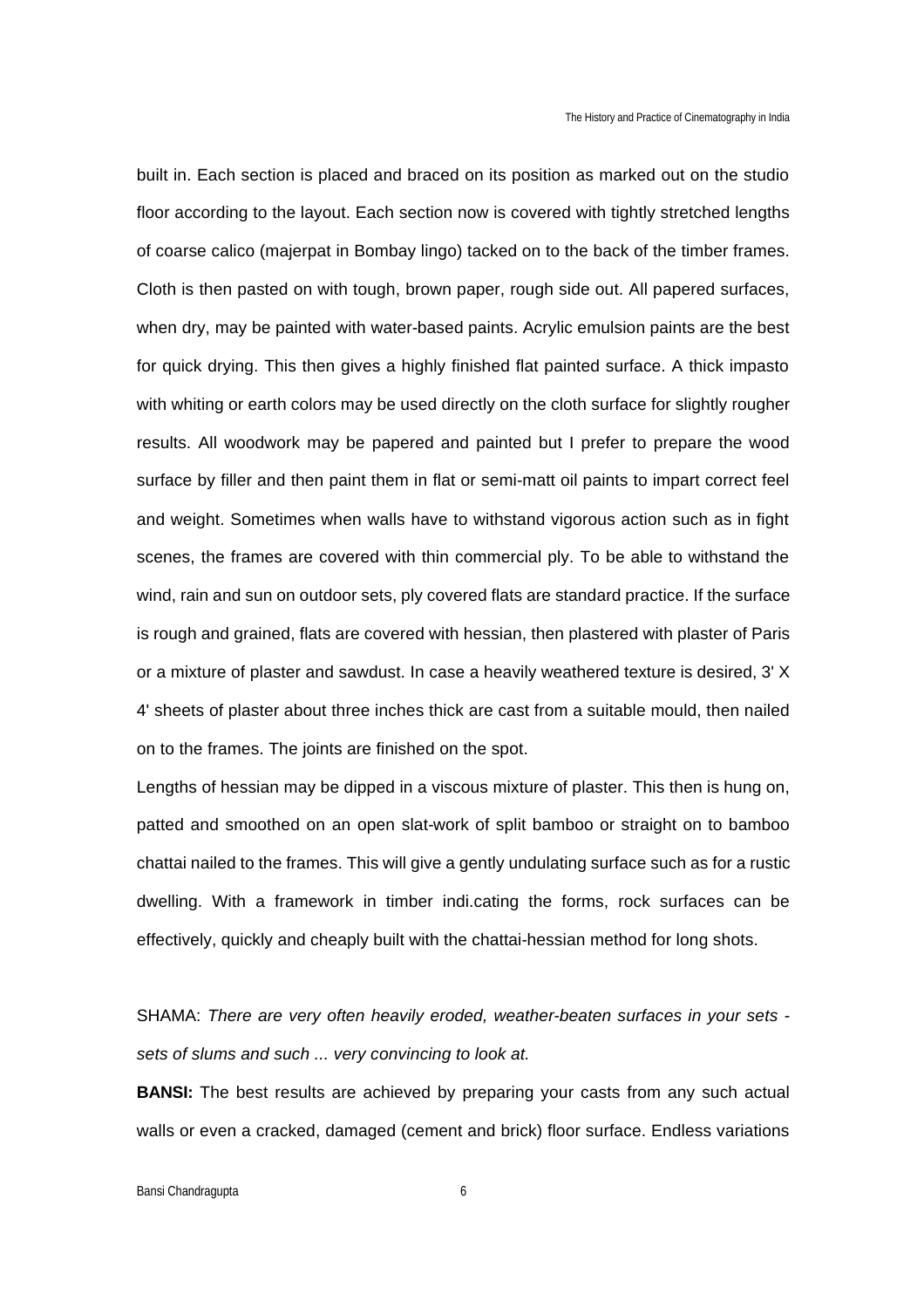built in. Each section is placed and braced on its position as marked out on the studio floor according to the layout. Each section now is covered with tightly stretched lengths of coarse calico (majerpat in Bombay lingo) tacked on to the back of the timber frames. Cloth is then pasted on with tough, brown paper, rough side out. All papered surfaces, when dry, may be painted with water-based paints. Acrylic emulsion paints are the best for quick drying. This then gives a highly finished flat painted surface. A thick impasto with whiting or earth colors may be used directly on the cloth surface for slightly rougher results. All woodwork may be papered and painted but I prefer to prepare the wood surface by filler and then paint them in flat or semi-matt oil paints to impart correct feel and weight. Sometimes when walls have to withstand vigorous action such as in fight scenes, the frames are covered with thin commercial ply. To be able to withstand the wind, rain and sun on outdoor sets, ply covered flats are standard practice. If the surface is rough and grained, flats are covered with hessian, then plastered with plaster of Paris or a mixture of plaster and sawdust. In case a heavily weathered texture is desired, 3' X 4' sheets of plaster about three inches thick are cast from a suitable mould, then nailed on to the frames. The joints are finished on the spot.

Lengths of hessian may be dipped in a viscous mixture of plaster. This then is hung on, patted and smoothed on an open slat-work of split bamboo or straight on to bamboo chattai nailed to the frames. This will give a gently undulating surface such as for a rustic dwelling. With a framework in timber indi.cating the forms, rock surfaces can be effectively, quickly and cheaply built with the chattai-hessian method for long shots.

SHAMA: *There are very often heavily eroded, weather-beaten surfaces in your sets - sets of slums and such ... very convincing to look at.*

**BANSI:** The best results are achieved by preparing your casts from any such actual walls or even a cracked, damaged (cement and brick) floor surface. Endless variations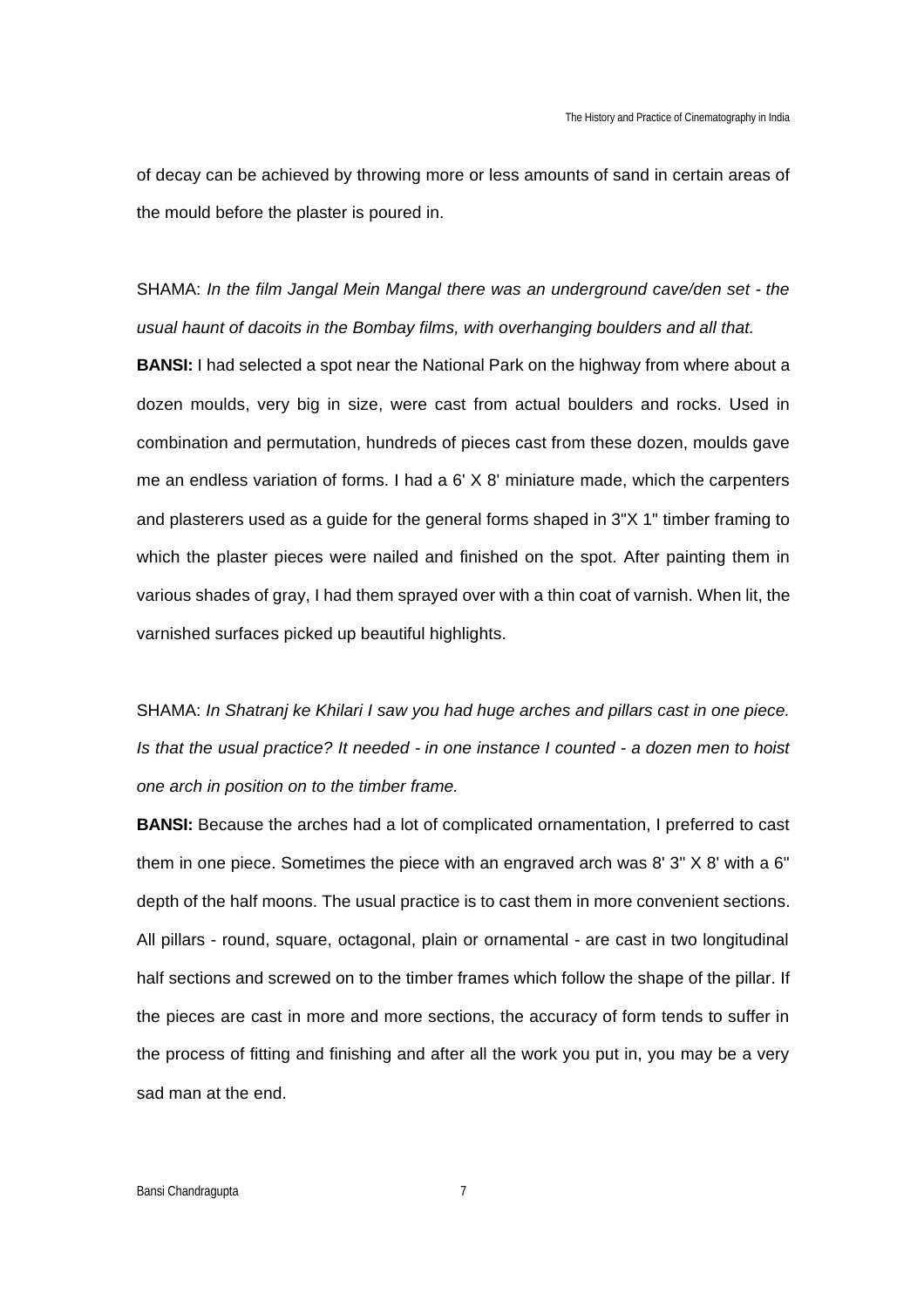of decay can be achieved by throwing more or less amounts of sand in certain areas of the mould before the plaster is poured in.

SHAMA: *In the film Jangal Mein Mangal there was an underground cave/den set - the usual haunt of dacoits in the Bombay films, with overhanging boulders and all that.*

**BANSI:** I had selected a spot near the National Park on the highway from where about a dozen moulds, very big in size, were cast from actual boulders and rocks. Used in combination and permutation, hundreds of pieces cast from these dozen, moulds gave me an endless variation of forms. I had a 6' X 8' miniature made, which the carpenters and plasterers used as a guide for the general forms shaped in 3"X 1" timber framing to which the plaster pieces were nailed and finished on the spot. After painting them in various shades of gray, I had them sprayed over with a thin coat of varnish. When lit, the varnished surfaces picked up beautiful highlights.

SHAMA: *In Shatranj ke Khilari I saw you had huge arches and pillars cast in one piece. Is that the usual practice? It needed - in one instance I counted - a dozen men to hoist one arch in position on to the timber frame.*

**BANSI:** Because the arches had a lot of complicated ornamentation, I preferred to cast them in one piece. Sometimes the piece with an engraved arch was 8' 3" X 8' with a 6" depth of the half moons. The usual practice is to cast them in more convenient sections. All pillars - round, square, octagonal, plain or ornamental - are cast in two longitudinal half sections and screwed on to the timber frames which follow the shape of the pillar. If the pieces are cast in more and more sections, the accuracy of form tends to suffer in the process of fitting and finishing and after all the work you put in, you may be a very sad man at the end.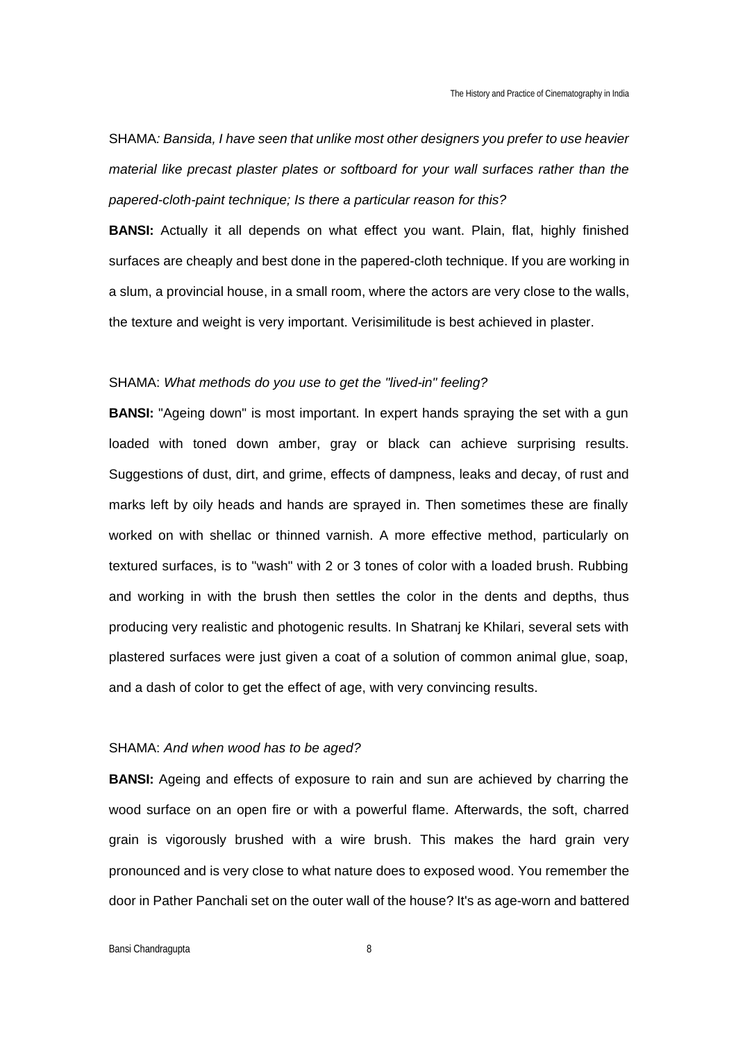SHAMA*: Bansida, I have seen that unlike most other designers you prefer to use heavier material like precast plaster plates or softboard for your wall surfaces rather than the papered-cloth-paint technique; Is there a particular reason for this?*

**BANSI:** Actually it all depends on what effect you want. Plain, flat, highly finished surfaces are cheaply and best done in the papered-cloth technique. If you are working in a slum, a provincial house, in a small room, where the actors are very close to the walls, the texture and weight is very important. Verisimilitude is best achieved in plaster.

SHAMA: *What methods do you use to get the "lived-in" feeling?*

**BANSI:** "Ageing down" is most important. In expert hands spraying the set with a gun loaded with toned down amber, gray or black can achieve surprising results. Suggestions of dust, dirt, and grime, effects of dampness, leaks and decay, of rust and marks left by oily heads and hands are sprayed in. Then sometimes these are finally worked on with shellac or thinned varnish. A more effective method, particularly on textured surfaces, is to "wash" with 2 or 3 tones of color with a loaded brush. Rubbing and working in with the brush then settles the color in the dents and depths, thus producing very realistic and photogenic results. In Shatranj ke Khilari, several sets with plastered surfaces were just given a coat of a solution of common animal glue, soap, and a dash of color to get the effect of age, with very convincing results.

SHAMA: *And when wood has to be aged?*

**BANSI:** Ageing and effects of exposure to rain and sun are achieved by charring the wood surface on an open fire or with a powerful flame. Afterwards, the soft, charred grain is vigorously brushed with a wire brush. This makes the hard grain very pronounced and is very close to what nature does to exposed wood. You remember the door in Pather Panchali set on the outer wall of the house? It's as age-worn and battered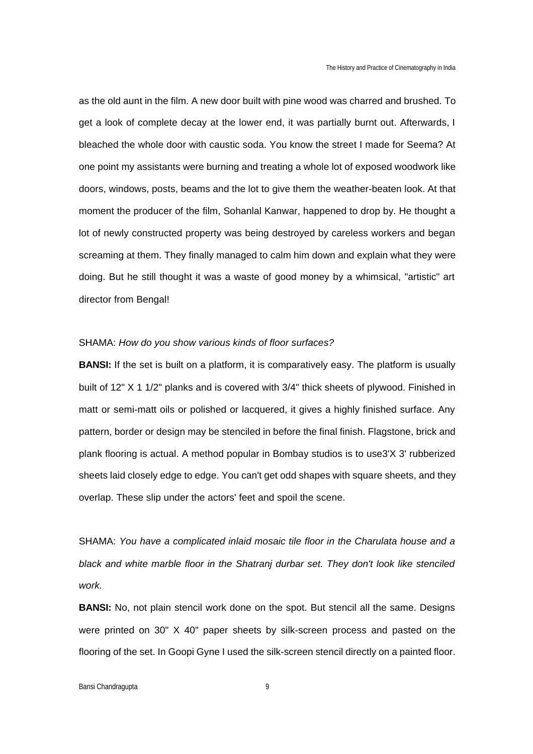as the old aunt in the film. A new door built with pine wood was charred and brushed. To get a look of complete decay at the lower end, it was partially burnt out. Afterwards, I bleached the whole door with caustic soda. You know the street I made for Seema? At one point my assistants were burning and treating a whole lot of exposed woodwork like doors, windows, posts, beams and the lot to give them the weather-beaten look. At that moment the producer of the film, Sohanlal Kanwar, happened to drop by. He thought a lot of newly constructed property was being destroyed by careless workers and began screaming at them. They finally managed to calm him down and explain what they were doing. But he still thought it was a waste of good money by a whimsical, "artistic" art director from Bengal!

SHAMA: *How do you show various kinds of floor surfaces?*

**BANSI:** If the set is built on a platform, it is comparatively easy. The platform is usually built of 12" X 1 1/2" planks and is covered with 3/4" thick sheets of plywood. Finished in matt or semi-matt oils or polished or lacquered, it gives a highly finished surface. Any pattern, border or design may be stenciled in before the final finish. Flagstone, brick and plank flooring is actual. A method popular in Bombay studios is to use3'X 3' rubberized sheets laid closely edge to edge. You can't get odd shapes with square sheets, and they overlap. These slip under the actors' feet and spoil the scene.

SHAMA: *You have a complicated inlaid mosaic tile floor in the Charulata house and a black and white marble floor in the Shatranj durbar set. They don't look like stenciled work.*

**BANSI:** No, not plain stencil work done on the spot. But stencil all the same. Designs were printed on 30" X 40" paper sheets by silk-screen process and pasted on the flooring of the set. In Goopi Gyne I used the silk-screen stencil directly on a painted floor.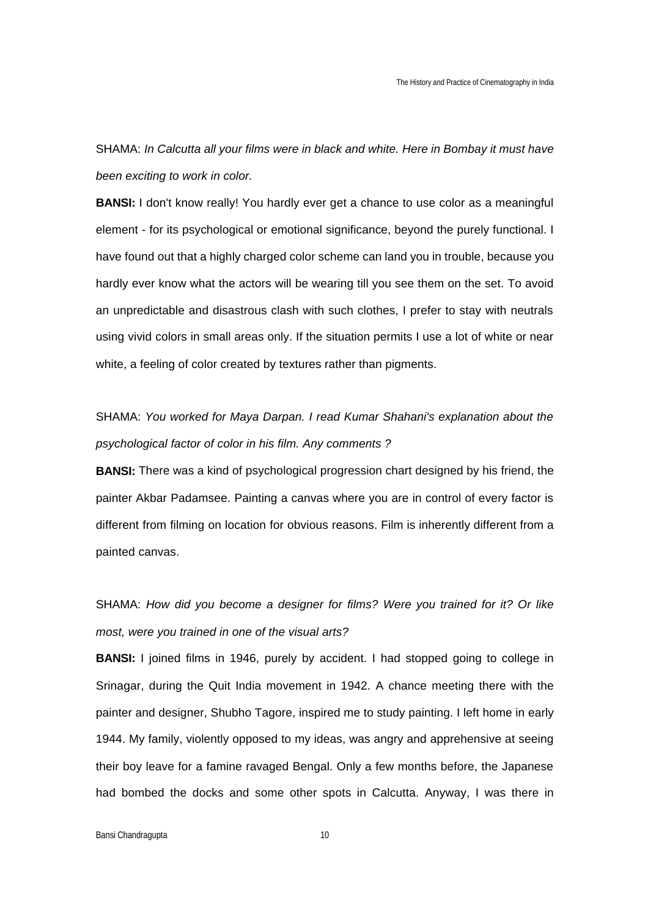SHAMA: *In Calcutta all your films were in black and white. Here in Bombay it must have been exciting to work in color.*

**BANSI:** I don't know really! You hardly ever get a chance to use color as a meaningful element - for its psychological or emotional significance, beyond the purely functional. I have found out that a highly charged color scheme can land you in trouble, because you hardly ever know what the actors will be wearing till you see them on the set. To avoid an unpredictable and disastrous clash with such clothes, I prefer to stay with neutrals using vivid colors in small areas only. If the situation permits I use a lot of white or near white, a feeling of color created by textures rather than pigments.

SHAMA: *You worked for Maya Darpan. I read Kumar Shahani's explanation about the psychological factor of color in his film. Any comments ?*

**BANSI:** There was a kind of psychological progression chart designed by his friend, the painter Akbar Padamsee. Painting a canvas where you are in control of every factor is different from filming on location for obvious reasons. Film is inherently different from a painted canvas.

SHAMA: *How did you become a designer for films? Were you trained for it? Or like most, were you trained in one of the visual arts?*

**BANSI:** I joined films in 1946, purely by accident. I had stopped going to college in Srinagar, during the Quit India movement in 1942. A chance meeting there with the painter and designer, Shubho Tagore, inspired me to study painting. I left home in early 1944. My family, violently opposed to my ideas, was angry and apprehensive at seeing their boy leave for a famine ravaged Bengal. Only a few months before, the Japanese had bombed the docks and some other spots in Calcutta. Anyway, I was there in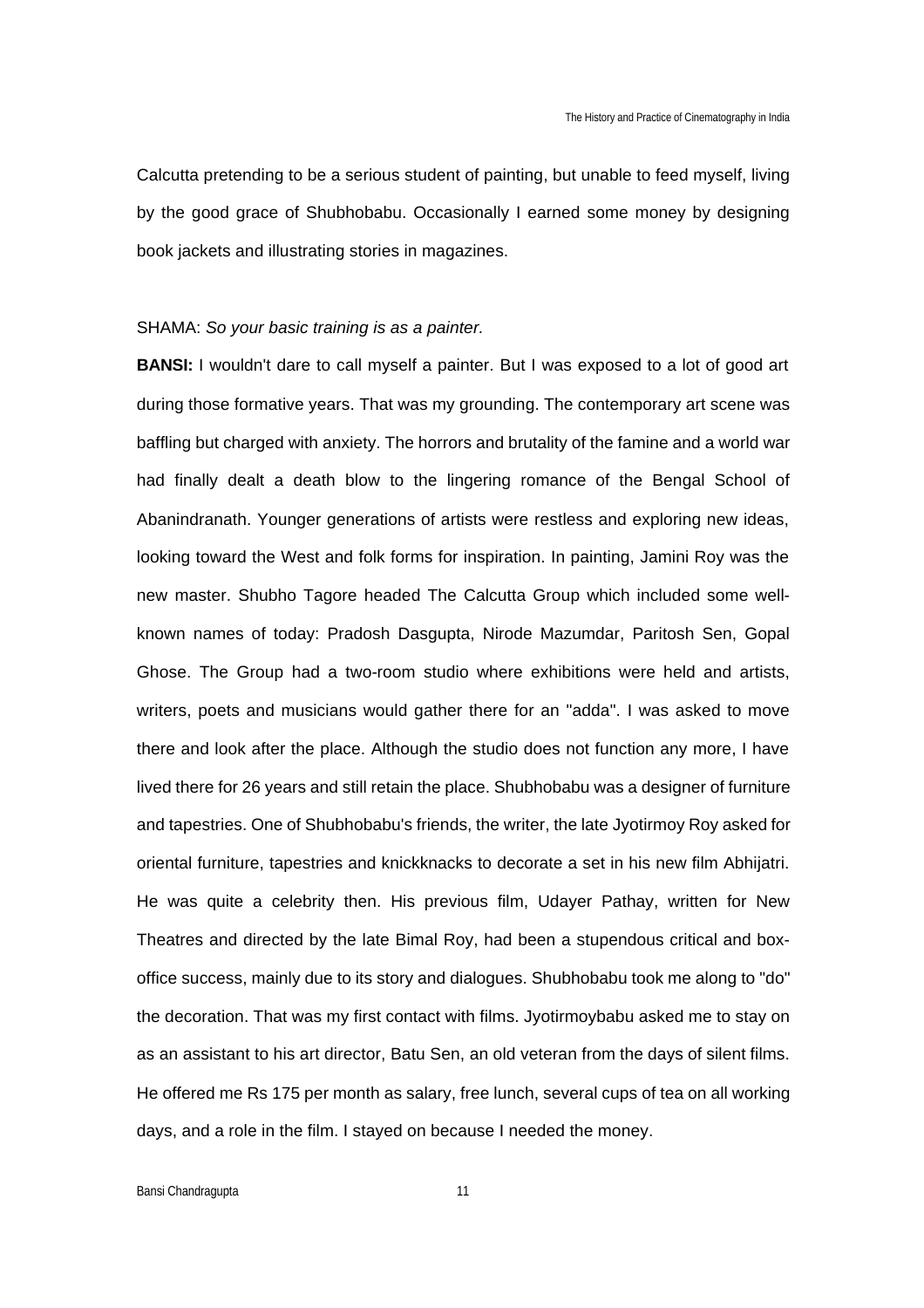Calcutta pretending to be a serious student of painting, but unable to feed myself, living by the good grace of Shubhobabu. Occasionally I earned some money by designing book jackets and illustrating stories in magazines.

SHAMA: *So your basic training is as a painter.*

**BANSI:** I wouldn't dare to call myself a painter. But I was exposed to a lot of good art during those formative years. That was my grounding. The contemporary art scene was baffling but charged with anxiety. The horrors and brutality of the famine and a world war had finally dealt a death blow to the lingering romance of the Bengal School of Abanindranath. Younger generations of artists were restless and exploring new ideas, looking toward the West and folk forms for inspiration. In painting, Jamini Roy was the new master. Shubho Tagore headed The Calcutta Group which included some well-known names of today: Pradosh Dasgupta, Nirode Mazumdar, Paritosh Sen, Gopal Ghose. The Group had a two-room studio where exhibitions were held and artists, writers, poets and musicians would gather there for an "adda". I was asked to move there and look after the place. Although the studio does not function any more, I have lived there for 26 years and still retain the place. Shubhobabu was a designer of furniture and tapestries. One of Shubhobabu's friends, the writer, the late Jyotirmoy Roy asked for oriental furniture, tapestries and knickknacks to decorate a set in his new film Abhijatri. He was quite a celebrity then. His previous film, Udayer Pathay, written for New Theatres and directed by the late Bimal Roy, had been a stupendous critical and box-office success, mainly due to its story and dialogues. Shubhobabu took me along to "do" the decoration. That was my first contact with films. Jyotirmoybabu asked me to stay on as an assistant to his art director, Batu Sen, an old veteran from the days of silent films. He offered me Rs 175 per month as salary, free lunch, several cups of tea on all working days, and a role in the film. I stayed on because I needed the money.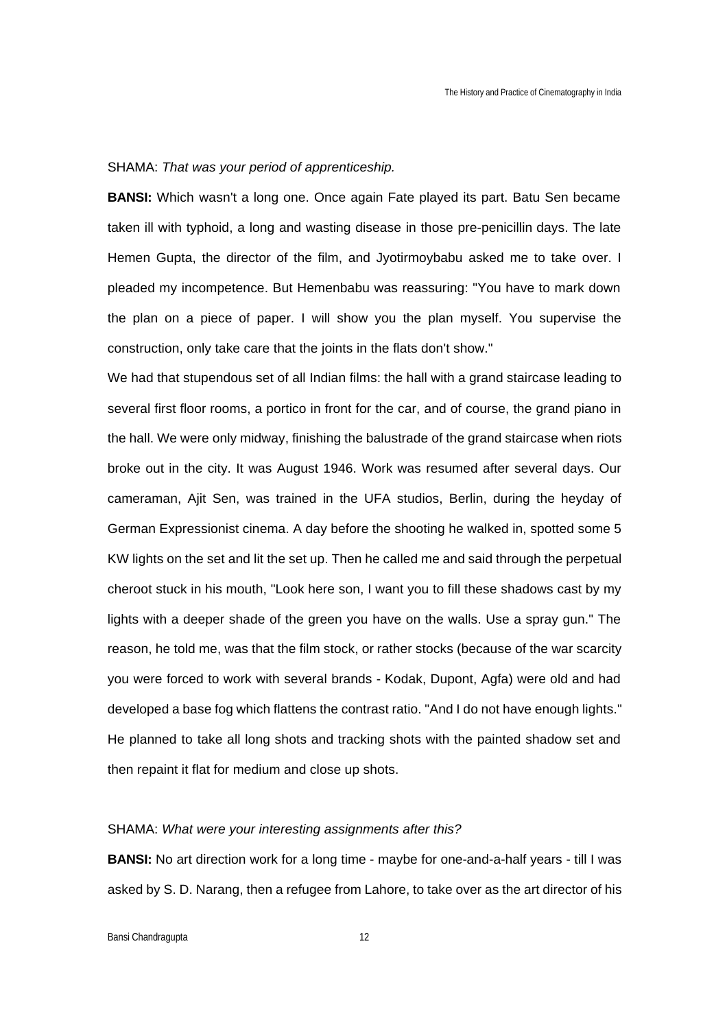SHAMA: *That was your period of apprenticeship.*

**BANSI:** Which wasn't a long one. Once again Fate played its part. Batu Sen became taken ill with typhoid, a long and wasting disease in those pre-penicillin days. The late Hemen Gupta, the director of the film, and Jyotirmoybabu asked me to take over. I pleaded my incompetence. But Hemenbabu was reassuring: "You have to mark down the plan on a piece of paper. I will show you the plan myself. You supervise the construction, only take care that the joints in the flats don't show."

We had that stupendous set of all Indian films: the hall with a grand staircase leading to several first floor rooms, a portico in front for the car, and of course, the grand piano in the hall. We were only midway, finishing the balustrade of the grand staircase when riots broke out in the city. It was August 1946. Work was resumed after several days. Our cameraman, Ajit Sen, was trained in the UFA studios, Berlin, during the heyday of German Expressionist cinema. A day before the shooting he walked in, spotted some 5 KW lights on the set and lit the set up. Then he called me and said through the perpetual cheroot stuck in his mouth, "Look here son, I want you to fill these shadows cast by my lights with a deeper shade of the green you have on the walls. Use a spray gun." The reason, he told me, was that the film stock, or rather stocks (because of the war scarcity you were forced to work with several brands - Kodak, Dupont, Agfa) were old and had developed a base fog which flattens the contrast ratio. "And I do not have enough lights." He planned to take all long shots and tracking shots with the painted shadow set and then repaint it flat for medium and close up shots.

SHAMA: *What were your interesting assignments after this?*

**BANSI:** No art direction work for a long time - maybe for one-and-a-half years - till I was asked by S. D. Narang, then a refugee from Lahore, to take over as the art director of his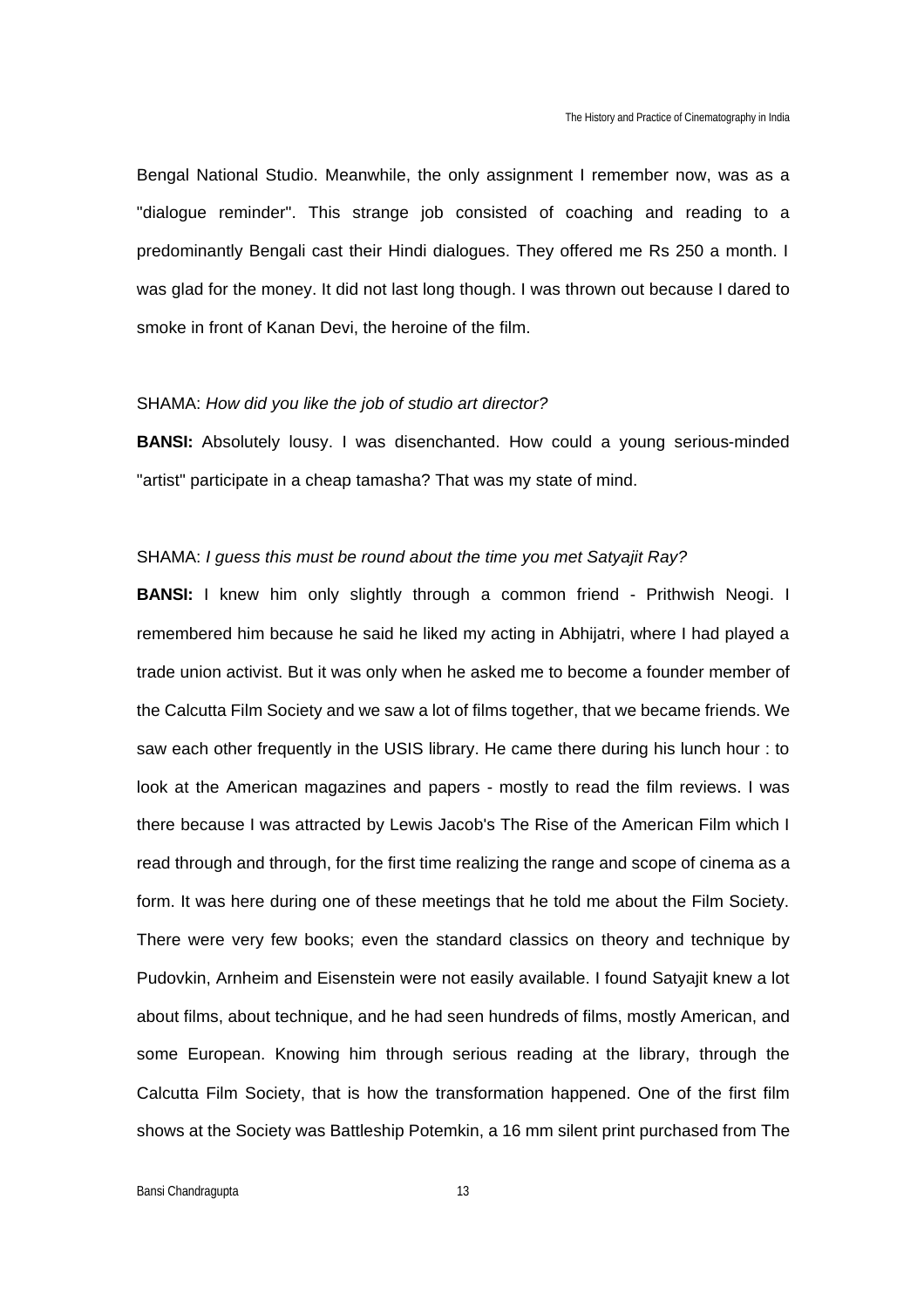Bengal National Studio. Meanwhile, the only assignment I remember now, was as a "dialogue reminder". This strange job consisted of coaching and reading to a predominantly Bengali cast their Hindi dialogues. They offered me Rs 250 a month. I was glad for the money. It did not last long though. I was thrown out because I dared to smoke in front of Kanan Devi, the heroine of the film.

SHAMA: *How did you like the job of studio art director?*

**BANSI:** Absolutely lousy. I was disenchanted. How could a young serious-minded "artist" participate in a cheap tamasha? That was my state of mind.

SHAMA: *I guess this must be round about the time you met Satyajit Ray?*

**BANSI:** I knew him only slightly through a common friend - Prithwish Neogi. I remembered him because he said he liked my acting in Abhijatri, where I had played a trade union activist. But it was only when he asked me to become a founder member of the Calcutta Film Society and we saw a lot of films together, that we became friends. We saw each other frequently in the USIS library. He came there during his lunch hour : to look at the American magazines and papers - mostly to read the film reviews. I was there because I was attracted by Lewis Jacob's The Rise of the American Film which I read through and through, for the first time realizing the range and scope of cinema as a form. It was here during one of these meetings that he told me about the Film Society. There were very few books; even the standard classics on theory and technique by Pudovkin, Arnheim and Eisenstein were not easily available. I found Satyajit knew a lot about films, about technique, and he had seen hundreds of films, mostly American, and some European. Knowing him through serious reading at the library, through the Calcutta Film Society, that is how the transformation happened. One of the first film shows at the Society was Battleship Potemkin, a 16 mm silent print purchased from The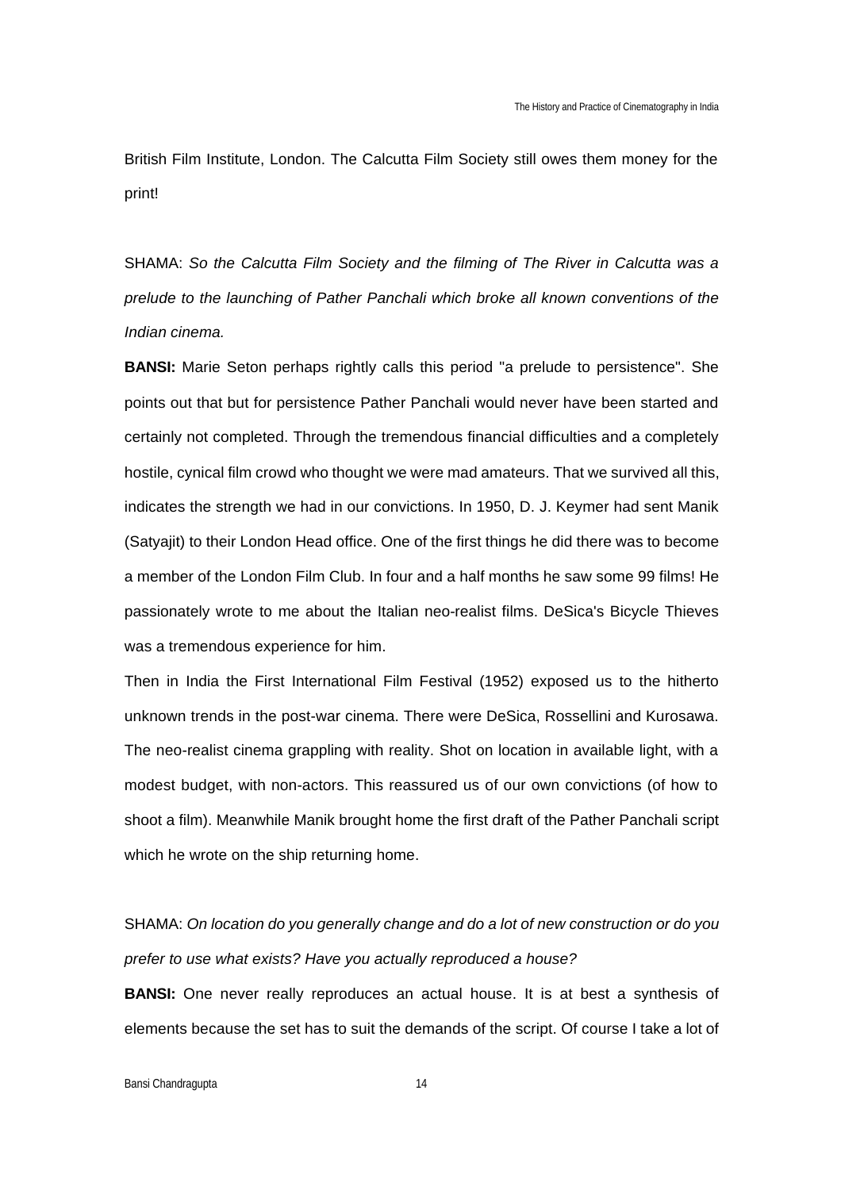British Film Institute, London. The Calcutta Film Society still owes them money for the print!

SHAMA: *So the Calcutta Film Society and the filming of The River in Calcutta was a prelude to the launching of Pather Panchali which broke all known conventions of the Indian cinema.*

**BANSI:** Marie Seton perhaps rightly calls this period "a prelude to persistence". She points out that but for persistence Pather Panchali would never have been started and certainly not completed. Through the tremendous financial difficulties and a completely hostile, cynical film crowd who thought we were mad amateurs. That we survived all this, indicates the strength we had in our convictions. In 1950, D. J. Keymer had sent Manik (Satyajit) to their London Head office. One of the first things he did there was to become a member of the London Film Club. In four and a half months he saw some 99 films! He passionately wrote to me about the Italian neo-realist films. DeSica's Bicycle Thieves was a tremendous experience for him.

Then in India the First International Film Festival (1952) exposed us to the hitherto unknown trends in the post-war cinema. There were DeSica, Rossellini and Kurosawa. The neo-realist cinema grappling with reality. Shot on location in available light, with a modest budget, with non-actors. This reassured us of our own convictions (of how to shoot a film). Meanwhile Manik brought home the first draft of the Pather Panchali script which he wrote on the ship returning home.

SHAMA: *On location do you generally change and do a lot of new construction or do you prefer to use what exists? Have you actually reproduced a house?*

**BANSI:** One never really reproduces an actual house. It is at best a synthesis of elements because the set has to suit the demands of the script. Of course I take a lot of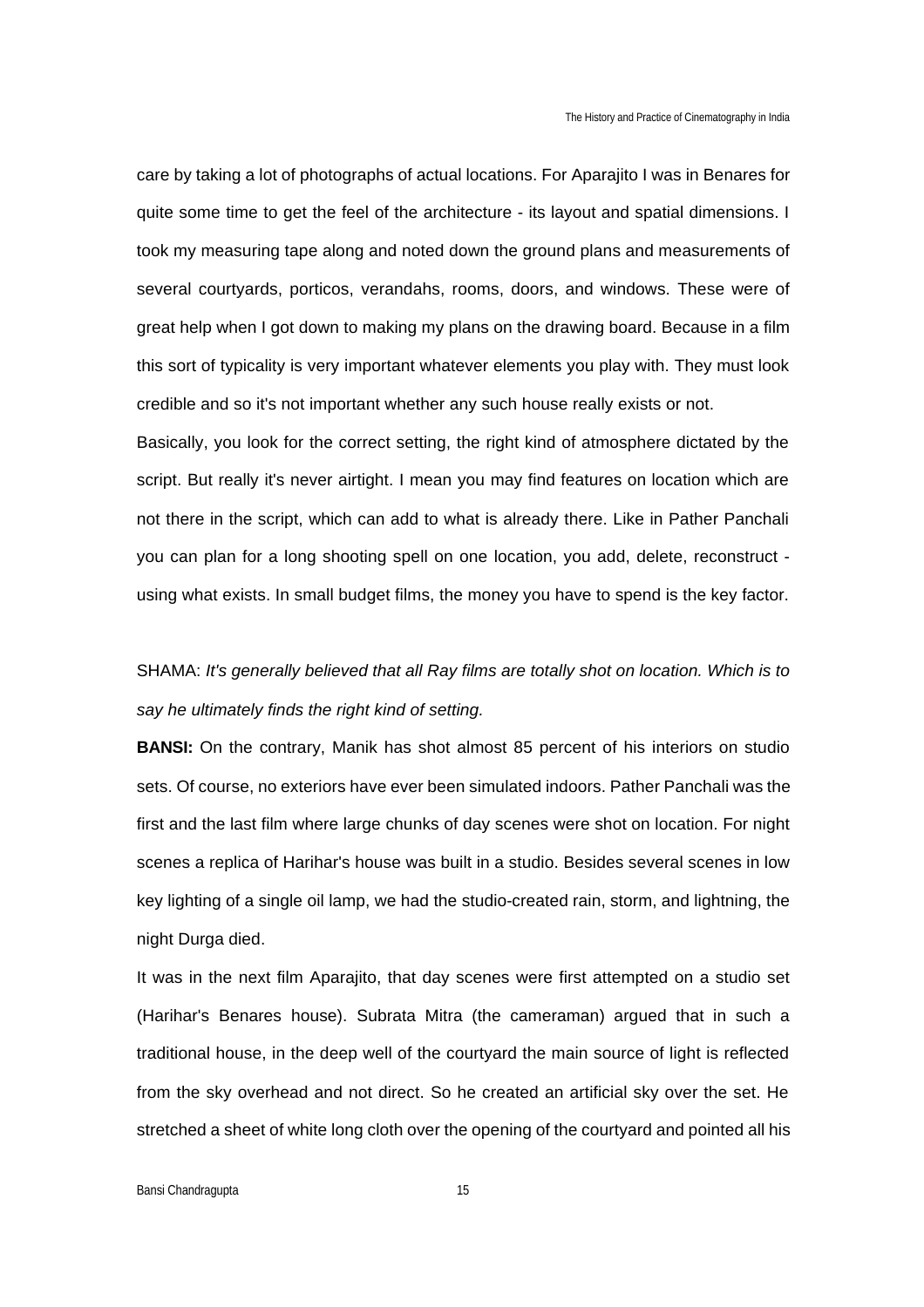care by taking a lot of photographs of actual locations. For Aparajito I was in Benares for quite some time to get the feel of the architecture - its layout and spatial dimensions. I took my measuring tape along and noted down the ground plans and measurements of several courtyards, porticos, verandahs, rooms, doors, and windows. These were of great help when I got down to making my plans on the drawing board. Because in a film this sort of typicality is very important whatever elements you play with. They must look credible and so it's not important whether any such house really exists or not.

Basically, you look for the correct setting, the right kind of atmosphere dictated by the script. But really it's never airtight. I mean you may find features on location which are not there in the script, which can add to what is already there. Like in Pather Panchali you can plan for a long shooting spell on one location, you add, delete, reconstruct - using what exists. In small budget films, the money you have to spend is the key factor.

SHAMA: *It's generally believed that all Ray films are totally shot on location. Which is to say he ultimately finds the right kind of setting.*

**BANSI:** On the contrary, Manik has shot almost 85 percent of his interiors on studio sets. Of course, no exteriors have ever been simulated indoors. Pather Panchali was the first and the last film where large chunks of day scenes were shot on location. For night scenes a replica of Harihar's house was built in a studio. Besides several scenes in low key lighting of a single oil lamp, we had the studio-created rain, storm, and lightning, the night Durga died.

It was in the next film Aparajito, that day scenes were first attempted on a studio set (Harihar's Benares house). Subrata Mitra (the cameraman) argued that in such a traditional house, in the deep well of the courtyard the main source of light is reflected from the sky overhead and not direct. So he created an artificial sky over the set. He stretched a sheet of white long cloth over the opening of the courtyard and pointed all his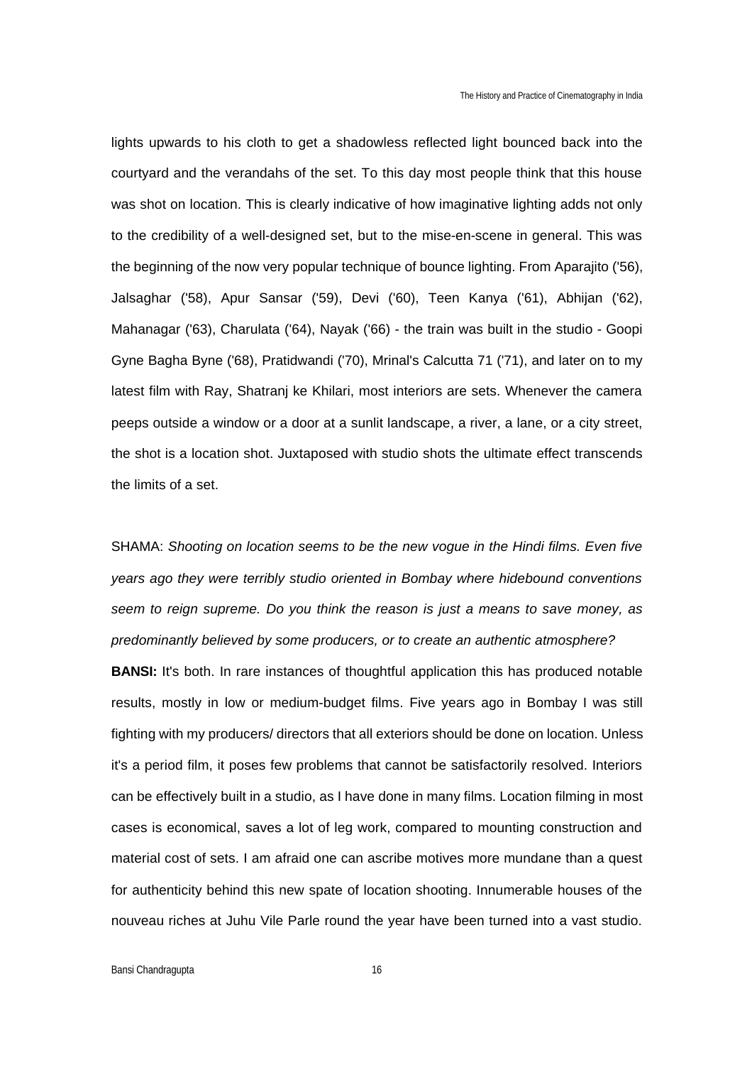lights upwards to his cloth to get a shadowless reflected light bounced back into the courtyard and the verandahs of the set. To this day most people think that this house was shot on location. This is clearly indicative of how imaginative lighting adds not only to the credibility of a well-designed set, but to the mise-en-scene in general. This was the beginning of the now very popular technique of bounce lighting. From Aparajito ('56), Jalsaghar ('58), Apur Sansar ('59), Devi ('60), Teen Kanya ('61), Abhijan ('62), Mahanagar ('63), Charulata ('64), Nayak ('66) - the train was built in the studio - Goopi Gyne Bagha Byne ('68), Pratidwandi ('70), Mrinal's Calcutta 71 ('71), and later on to my latest film with Ray, Shatranj ke Khilari, most interiors are sets. Whenever the camera peeps outside a window or a door at a sunlit landscape, a river, a lane, or a city street, the shot is a location shot. Juxtaposed with studio shots the ultimate effect transcends the limits of a set.

SHAMA: *Shooting on location seems to be the new vogue in the Hindi films. Even five years ago they were terribly studio oriented in Bombay where hidebound conventions seem to reign supreme. Do you think the reason is just a means to save money, as predominantly believed by some producers, or to create an authentic atmosphere?*

**BANSI:** It's both. In rare instances of thoughtful application this has produced notable results, mostly in low or medium-budget films. Five years ago in Bombay I was still fighting with my producers/ directors that all exteriors should be done on location. Unless it's a period film, it poses few problems that cannot be satisfactorily resolved. Interiors can be effectively built in a studio, as I have done in many films. Location filming in most cases is economical, saves a lot of leg work, compared to mounting construction and material cost of sets. I am afraid one can ascribe motives more mundane than a quest for authenticity behind this new spate of location shooting. Innumerable houses of the nouveau riches at Juhu Vile Parle round the year have been turned into a vast studio.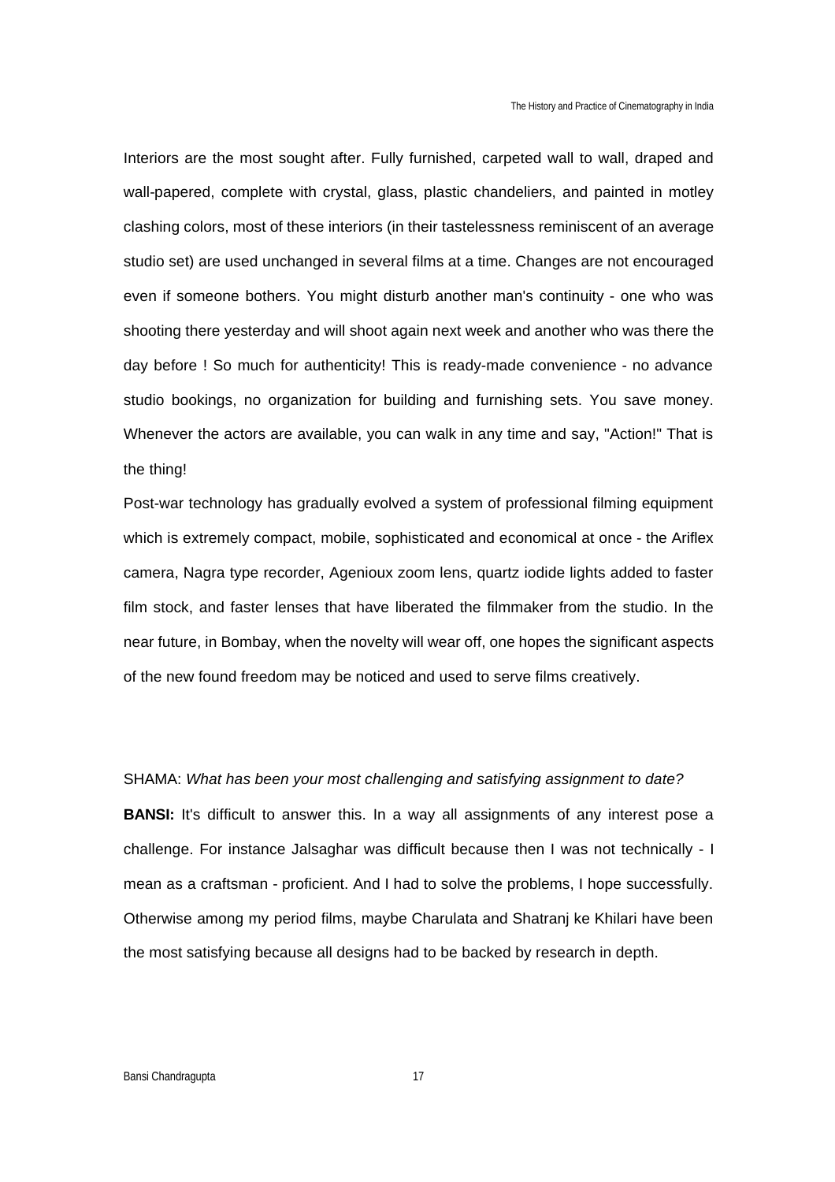Interiors are the most sought after. Fully furnished, carpeted wall to wall, draped and wall-papered, complete with crystal, glass, plastic chandeliers, and painted in motley clashing colors, most of these interiors (in their tastelessness reminiscent of an average studio set) are used unchanged in several films at a time. Changes are not encouraged even if someone bothers. You might disturb another man's continuity - one who was shooting there yesterday and will shoot again next week and another who was there the day before ! So much for authenticity! This is ready-made convenience - no advance studio bookings, no organization for building and furnishing sets. You save money. Whenever the actors are available, you can walk in any time and say, "Action!" That is the thing!

Post-war technology has gradually evolved a system of professional filming equipment which is extremely compact, mobile, sophisticated and economical at once - the Ariflex camera, Nagra type recorder, Agenioux zoom lens, quartz iodide lights added to faster film stock, and faster lenses that have liberated the filmmaker from the studio. In the near future, in Bombay, when the novelty will wear off, one hopes the significant aspects of the new found freedom may be noticed and used to serve films creatively.

SHAMA: *What has been your most challenging and satisfying assignment to date?*

**BANSI:** It's difficult to answer this. In a way all assignments of any interest pose a challenge. For instance Jalsaghar was difficult because then I was not technically - I mean as a craftsman - proficient. And I had to solve the problems, I hope successfully. Otherwise among my period films, maybe Charulata and Shatranj ke Khilari have been the most satisfying because all designs had to be backed by research in depth.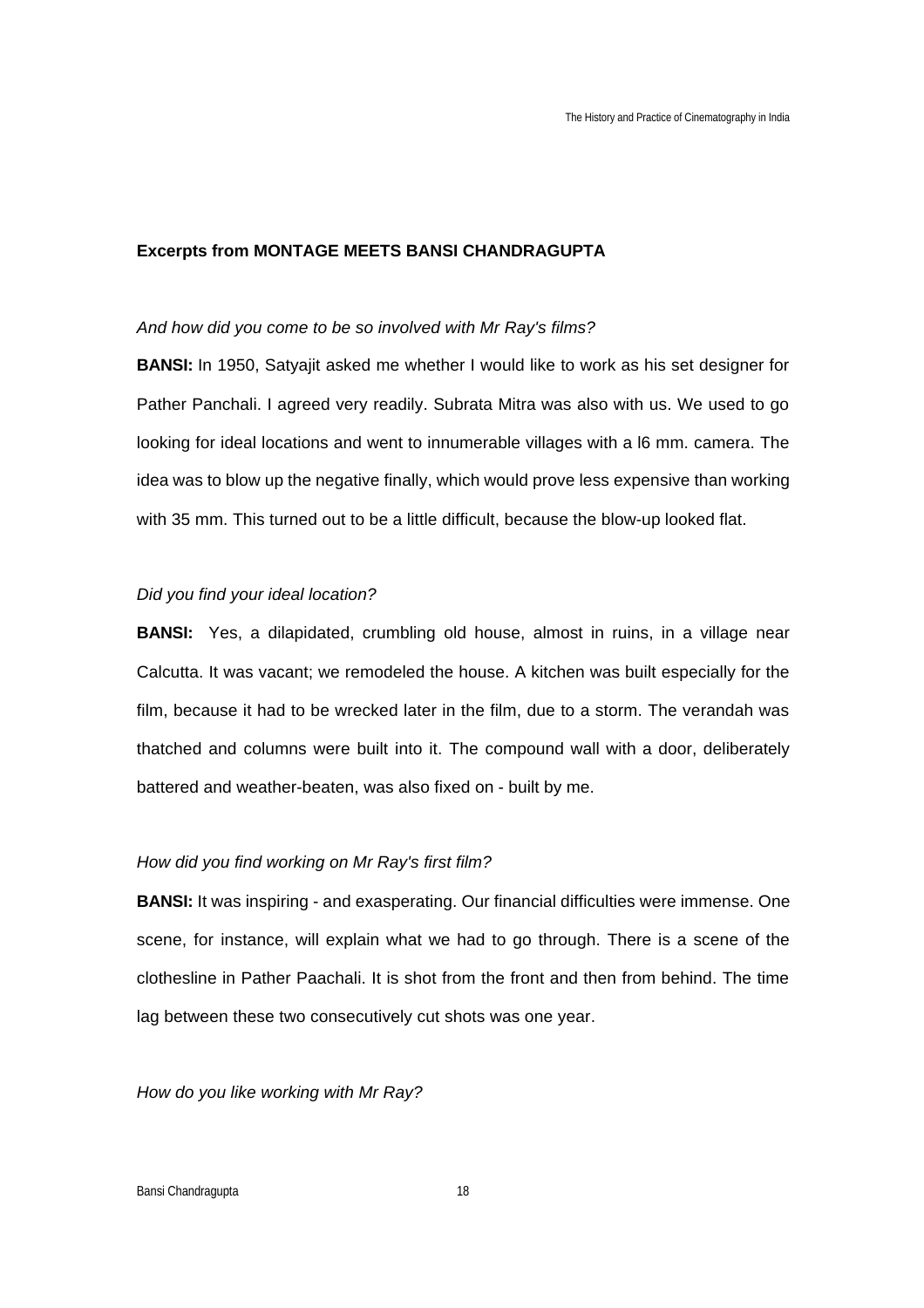**Excerpts from MONTAGE MEETS BANSI CHANDRAGUPTA**

*And how did you come to be so involved with Mr Ray's films?*

**BANSI:** In 1950, Satyajit asked me whether I would like to work as his set designer for Pather Panchali. I agreed very readily. Subrata Mitra was also with us. We used to go looking for ideal locations and went to innumerable villages with a l6 mm. camera. The idea was to blow up the negative finally, which would prove less expensive than working with 35 mm. This turned out to be a little difficult, because the blow-up looked flat.

*Did you find your ideal location?*

**BANSI:** Yes, a dilapidated, crumbling old house, almost in ruins, in a village near Calcutta. It was vacant; we remodeled the house. A kitchen was built especially for the film, because it had to be wrecked later in the film, due to a storm. The verandah was thatched and columns were built into it. The compound wall with a door, deliberately battered and weather-beaten, was also fixed on - built by me.

*How did you find working on Mr Ray's first film?*

**BANSI:** It was inspiring - and exasperating. Our financial difficulties were immense. One scene, for instance, will explain what we had to go through. There is a scene of the clothesline in Pather Paachali. It is shot from the front and then from behind. The time lag between these two consecutively cut shots was one year.

*How do you like working with Mr Ray?*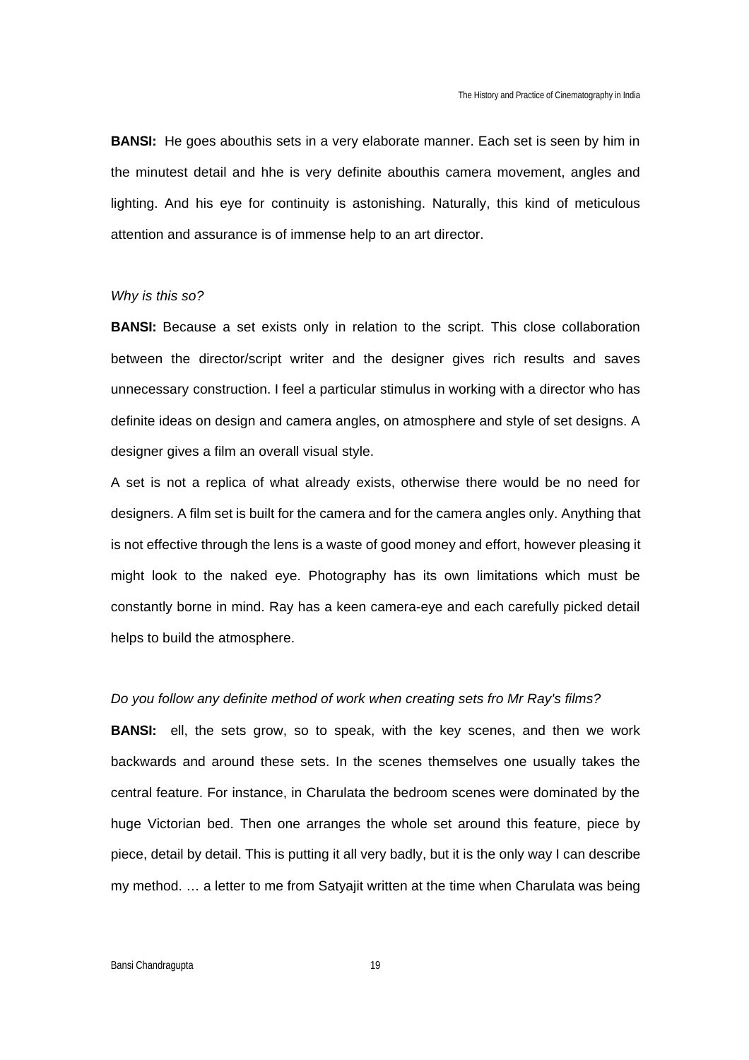**BANSI:** He goes abouthis sets in a very elaborate manner. Each set is seen by him in the minutest detail and hhe is very definite abouthis camera movement, angles and lighting. And his eye for continuity is astonishing. Naturally, this kind of meticulous attention and assurance is of immense help to an art director.

*Why is this so?*

**BANSI:** Because a set exists only in relation to the script. This close collaboration between the director/script writer and the designer gives rich results and saves unnecessary construction. I feel a particular stimulus in working with a director who has definite ideas on design and camera angles, on atmosphere and style of set designs. A designer gives a film an overall visual style.

A set is not a replica of what already exists, otherwise there would be no need for designers. A film set is built for the camera and for the camera angles only. Anything that is not effective through the lens is a waste of good money and effort, however pleasing it might look to the naked eye. Photography has its own limitations which must be constantly borne in mind. Ray has a keen camera-eye and each carefully picked detail helps to build the atmosphere.

*Do you follow any definite method of work when creating sets fro Mr Ray's films?*

**BANSI:** ell, the sets grow, so to speak, with the key scenes, and then we work backwards and around these sets. In the scenes themselves one usually takes the central feature. For instance, in Charulata the bedroom scenes were dominated by the huge Victorian bed. Then one arranges the whole set around this feature, piece by piece, detail by detail. This is putting it all very badly, but it is the only way I can describe my method. … a letter to me from Satyajit written at the time when Charulata was being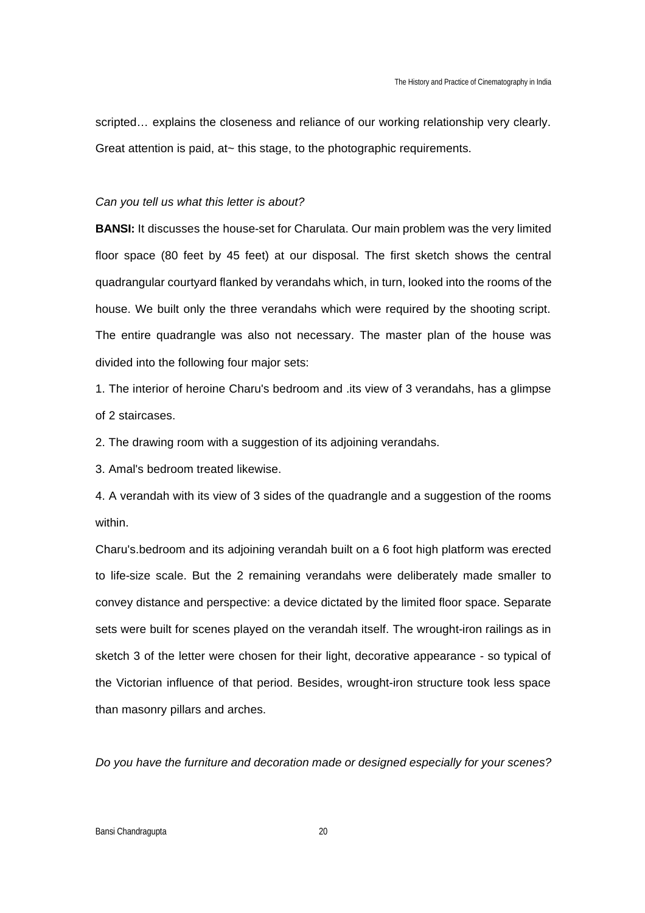scripted… explains the closeness and reliance of our working relationship very clearly. Great attention is paid, at~ this stage, to the photographic requirements.

*Can you tell us what this letter is about?*

**BANSI:** It discusses the house-set for Charulata. Our main problem was the very limited floor space (80 feet by 45 feet) at our disposal. The first sketch shows the central quadrangular courtyard flanked by verandahs which, in turn, looked into the rooms of the house. We built only the three verandahs which were required by the shooting script. The entire quadrangle was also not necessary. The master plan of the house was divided into the following four major sets:

1. The interior of heroine Charu's bedroom and .its view of 3 verandahs, has a glimpse of 2 staircases.
2. The drawing room with a suggestion of its adjoining verandahs.
3. Amal's bedroom treated likewise.
4. A verandah with its view of 3 sides of the quadrangle and a suggestion of the rooms within.

Charu's.bedroom and its adjoining verandah built on a 6 foot high platform was erected to life-size scale. But the 2 remaining verandahs were deliberately made smaller to convey distance and perspective: a device dictated by the limited floor space. Separate sets were built for scenes played on the verandah itself. The wrought-iron railings as in sketch 3 of the letter were chosen for their light, decorative appearance - so typical of the Victorian influence of that period. Besides, wrought-iron structure took less space than masonry pillars and arches.

*Do you have the furniture and decoration made or designed especially for your scenes?*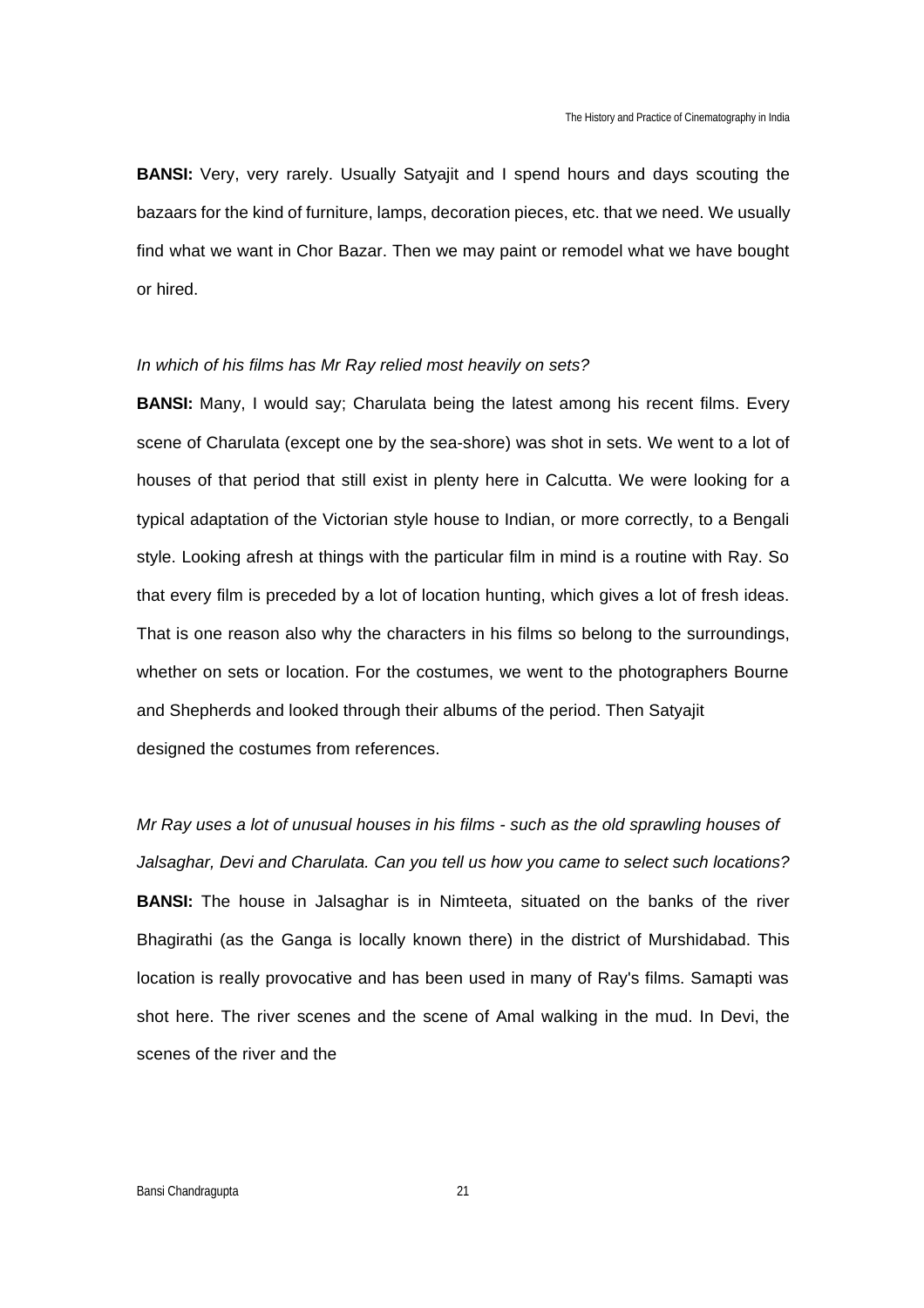**BANSI:** Very, very rarely. Usually Satyajit and I spend hours and days scouting the bazaars for the kind of furniture, lamps, decoration pieces, etc. that we need. We usually find what we want in Chor Bazar. Then we may paint or remodel what we have bought or hired.

*In which of his films has Mr Ray relied most heavily on sets?*

**BANSI:** Many, I would say; Charulata being the latest among his recent films. Every scene of Charulata (except one by the sea-shore) was shot in sets. We went to a lot of houses of that period that still exist in plenty here in Calcutta. We were looking for a typical adaptation of the Victorian style house to Indian, or more correctly, to a Bengali style. Looking afresh at things with the particular film in mind is a routine with Ray. So that every film is preceded by a lot of location hunting, which gives a lot of fresh ideas. That is one reason also why the characters in his films so belong to the surroundings, whether on sets or location. For the costumes, we went to the photographers Bourne and Shepherds and looked through their albums of the period. Then Satyajit designed the costumes from references.

*Mr Ray uses a lot of unusual houses in his films - such as the old sprawling houses of Jalsaghar, Devi and Charulata. Can you tell us how you came to select such locations?*

**BANSI:** The house in Jalsaghar is in Nimteeta, situated on the banks of the river Bhagirathi (as the Ganga is locally known there) in the district of Murshidabad. This location is really provocative and has been used in many of Ray's films. Samapti was shot here. The river scenes and the scene of Amal walking in the mud. In Devi, the scenes of the river and the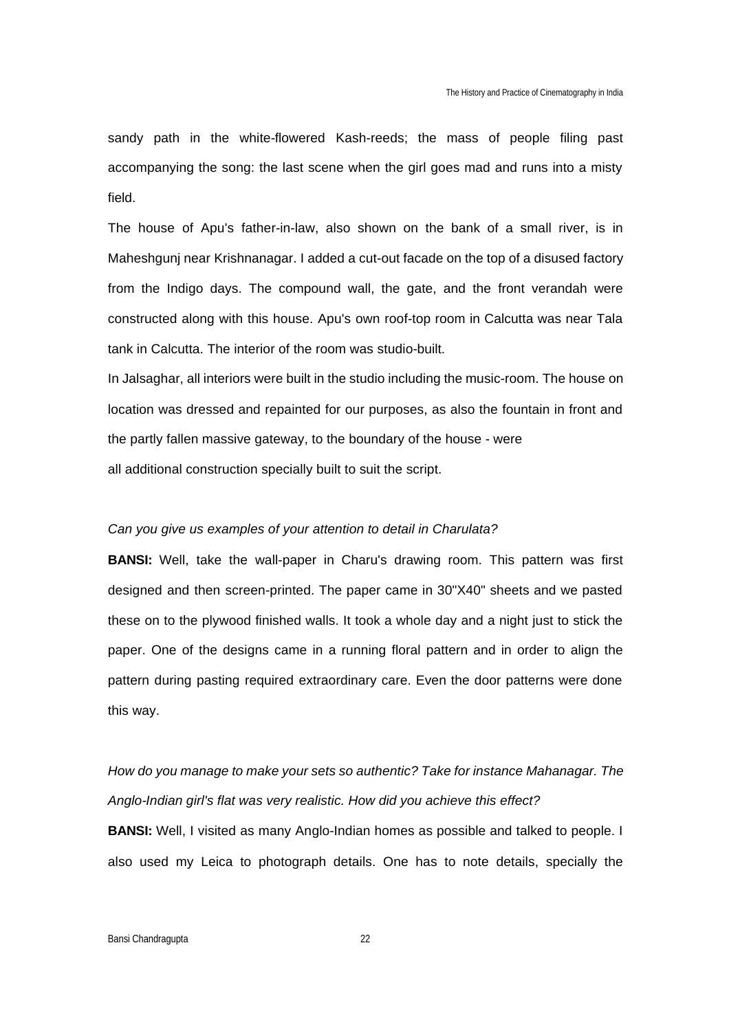sandy path in the white-flowered Kash-reeds; the mass of people filing past accompanying the song: the last scene when the girl goes mad and runs into a misty field.

The house of Apu's father-in-law, also shown on the bank of a small river, is in Maheshgunj near Krishnanagar. I added a cut-out facade on the top of a disused factory from the Indigo days. The compound wall, the gate, and the front verandah were constructed along with this house. Apu's own roof-top room in Calcutta was near Tala tank in Calcutta. The interior of the room was studio-built.

In Jalsaghar, all interiors were built in the studio including the music-room. The house on location was dressed and repainted for our purposes, as also the fountain in front and the partly fallen massive gateway, to the boundary of the house - were all additional construction specially built to suit the script.

*Can you give us examples of your attention to detail in Charulata?*

**BANSI:** Well, take the wall-paper in Charu's drawing room. This pattern was first designed and then screen-printed. The paper came in 30"X40" sheets and we pasted these on to the plywood finished walls. It took a whole day and a night just to stick the paper. One of the designs came in a running floral pattern and in order to align the pattern during pasting required extraordinary care. Even the door patterns were done this way.

*How do you manage to make your sets so authentic? Take for instance Mahanagar. The Anglo-Indian girl's flat was very realistic. How did you achieve this effect?*

**BANSI:** Well, I visited as many Anglo-Indian homes as possible and talked to people. I also used my Leica to photograph details. One has to note details, specially the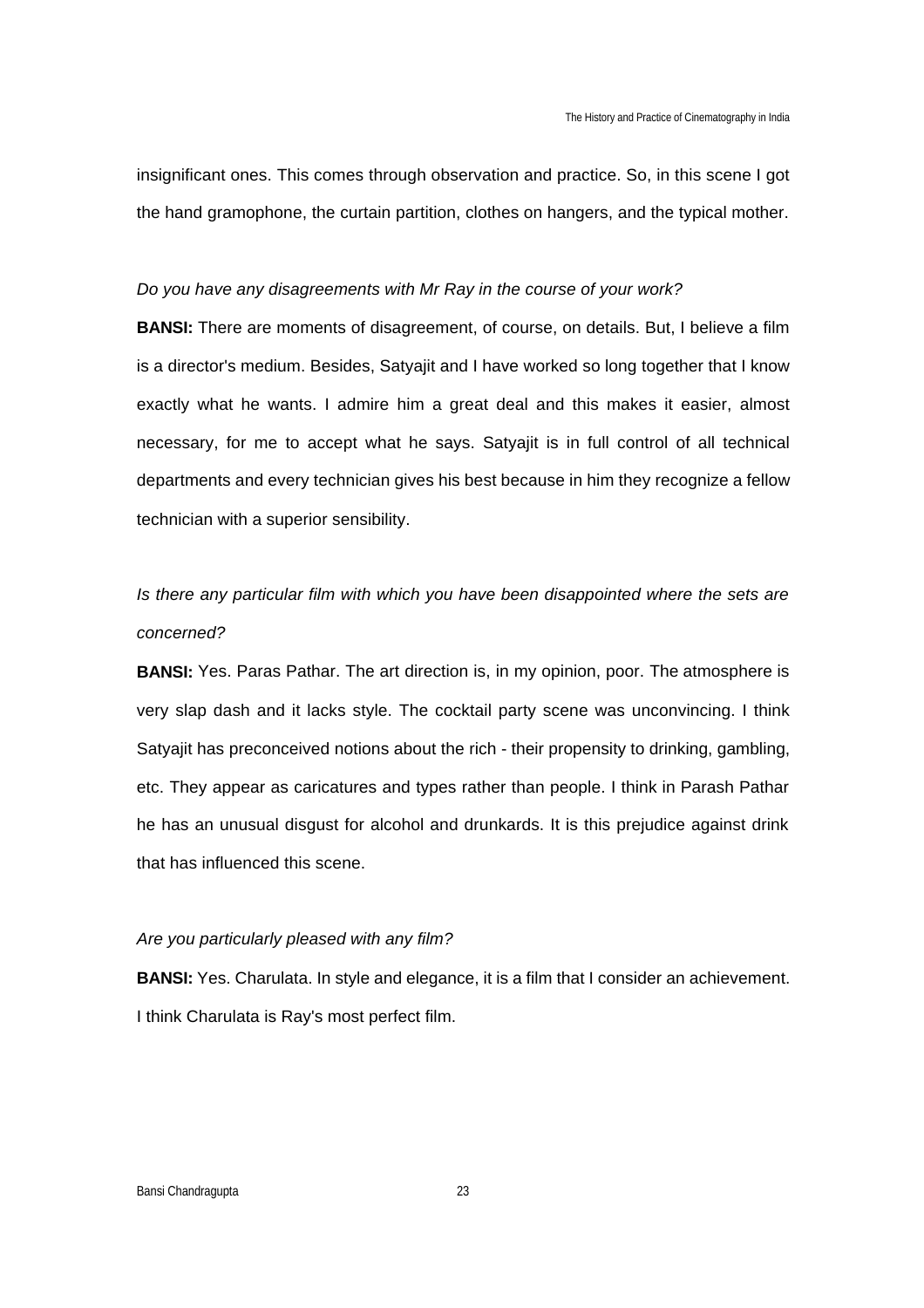insignificant ones. This comes through observation and practice. So, in this scene I got the hand gramophone, the curtain partition, clothes on hangers, and the typical mother.

*Do you have any disagreements with Mr Ray in the course of your work?*

**BANSI:** There are moments of disagreement, of course, on details. But, I believe a film is a director's medium. Besides, Satyajit and I have worked so long together that I know exactly what he wants. I admire him a great deal and this makes it easier, almost necessary, for me to accept what he says. Satyajit is in full control of all technical departments and every technician gives his best because in him they recognize a fellow technician with a superior sensibility.

*Is there any particular film with which you have been disappointed where the sets are concerned?*

**BANSI:** Yes. Paras Pathar. The art direction is, in my opinion, poor. The atmosphere is very slap dash and it lacks style. The cocktail party scene was unconvincing. I think Satyajit has preconceived notions about the rich - their propensity to drinking, gambling, etc. They appear as caricatures and types rather than people. I think in Parash Pathar he has an unusual disgust for alcohol and drunkards. It is this prejudice against drink that has influenced this scene.

*Are you particularly pleased with any film?*

**BANSI:** Yes. Charulata. In style and elegance, it is a film that I consider an achievement. I think Charulata is Ray's most perfect film.